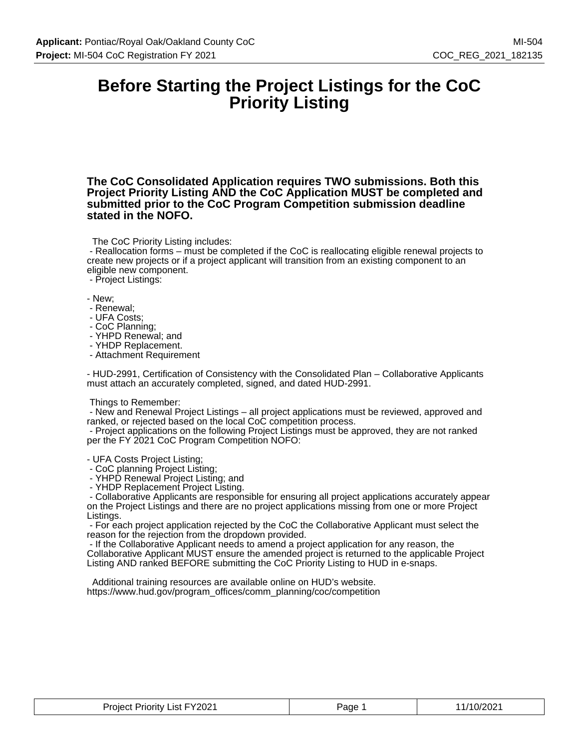# Before Starting the Project Listings for the CoC Priority Listing

**The CoC Consolidated Application requires TWO submissions. Both this Project Priority Listing AND the CoC Application MUST be completed and submitted prior to the CoC Program Competition submission deadline stated in the NOFO.**

The CoC Priority Listing includes:

- Reallocation forms – must be completed if the CoC is reallocating eligible renewal projects to create new projects or if a project applicant will transition from an existing component to an eligible new component.
- Project Listings:
  - New;
  - Renewal;
  - UFA Costs;
  - CoC Planning;
  - YHPD Renewal; and
  - YHDP Replacement.
- Attachment Requirement
  - HUD-2991, Certification of Consistency with the Consolidated Plan – Collaborative Applicants must attach an accurately completed, signed, and dated HUD-2991.

Things to Remember:

- New and Renewal Project Listings – all project applications must be reviewed, approved and ranked, or rejected based on the local CoC competition process.
- Project applications on the following Project Listings must be approved, they are not ranked per the FY 2021 CoC Program Competition NOFO:
  - UFA Costs Project Listing;
  - CoC planning Project Listing;
  - YHPD Renewal Project Listing; and
  - YHDP Replacement Project Listing.
- Collaborative Applicants are responsible for ensuring all project applications accurately appear on the Project Listings and there are no project applications missing from one or more Project Listings.
- For each project application rejected by the CoC the Collaborative Applicant must select the reason for the rejection from the dropdown provided.
- If the Collaborative Applicant needs to amend a project application for any reason, the Collaborative Applicant MUST ensure the amended project is returned to the applicable Project Listing AND ranked BEFORE submitting the CoC Priority Listing to HUD in e-snaps.

Additional training resources are available online on HUD's website.
https://www.hud.gov/program_offices/comm_planning/coc/competition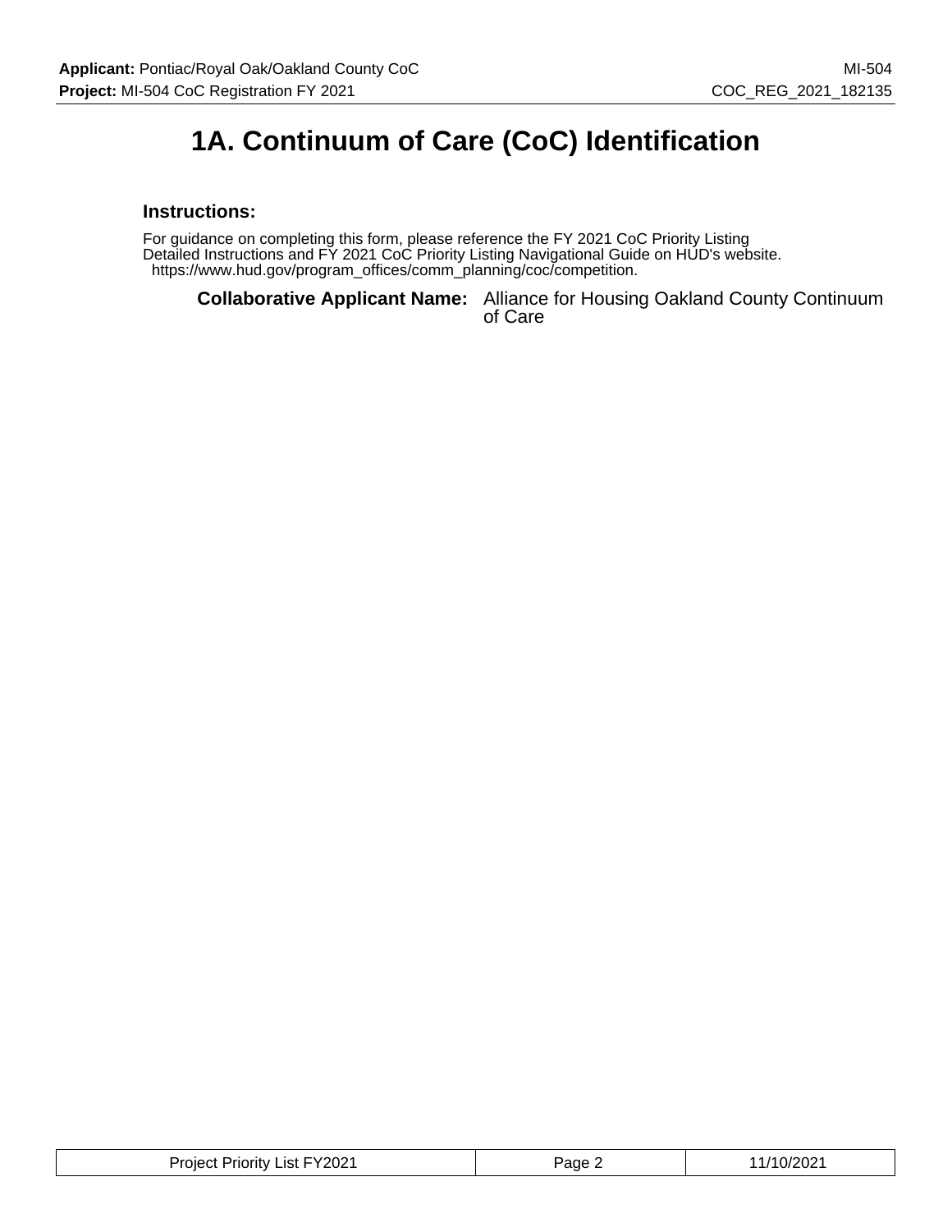# 1A. Continuum of Care (CoC) Identification

### Instructions:

For guidance on completing this form, please reference the FY 2021 CoC Priority Listing Detailed Instructions and FY 2021 CoC Priority Listing Navigational Guide on HUD's website. https://www.hud.gov/program_offices/comm_planning/coc/competition.

**Collaborative Applicant Name:** Alliance for Housing Oakland County Continuum of Care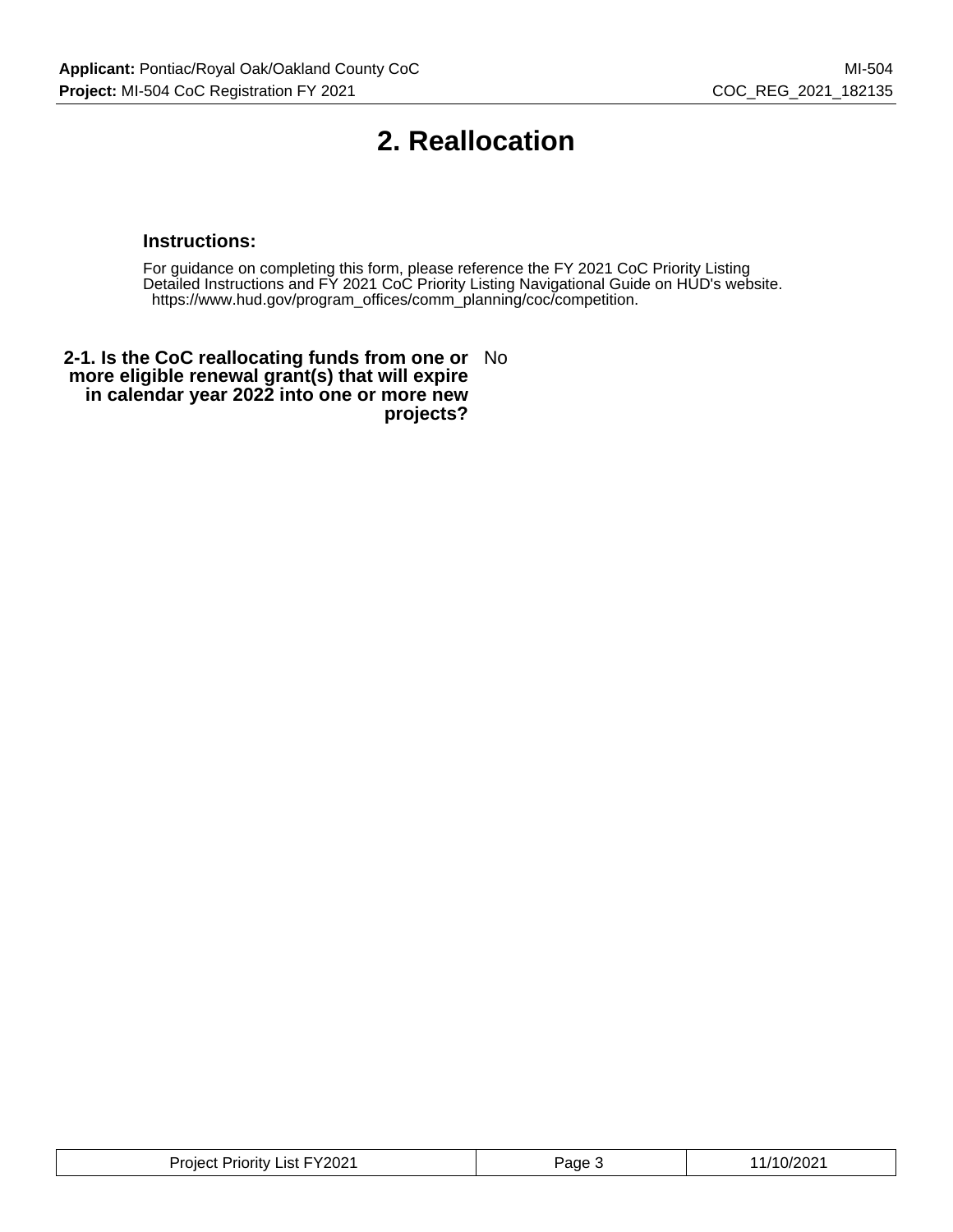# 2. Reallocation

### Instructions:

For guidance on completing this form, please reference the FY 2021 CoC Priority Listing Detailed Instructions and FY 2021 CoC Priority Listing Navigational Guide on HUD's website. https://www.hud.gov/program_offices/comm_planning/coc/competition.

**2-1. Is the CoC reallocating funds from one or more eligible renewal grant(s) that will expire in calendar year 2022 into one or more new projects?** No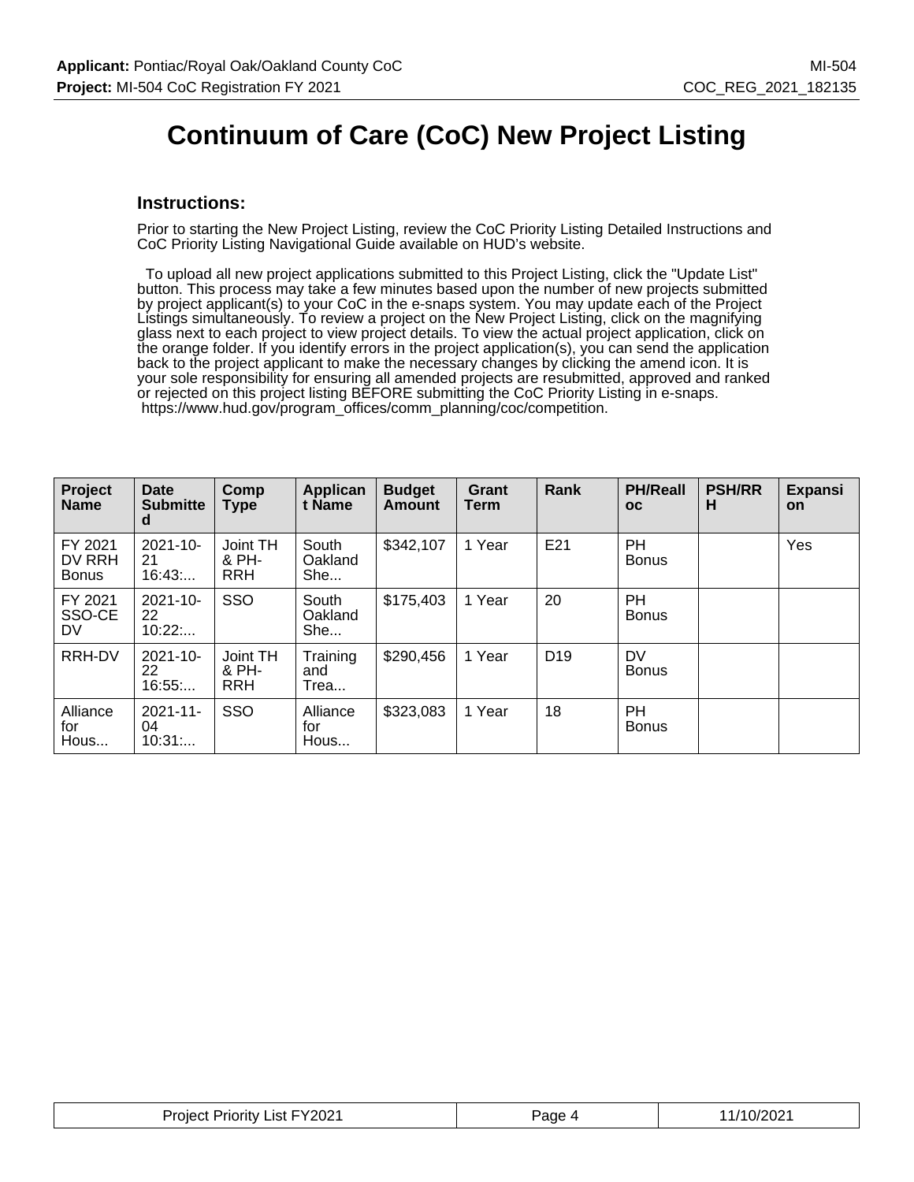# Continuum of Care (CoC) New Project Listing

## Instructions:

Prior to starting the New Project Listing, review the CoC Priority Listing Detailed Instructions and CoC Priority Listing Navigational Guide available on HUD's website.

To upload all new project applications submitted to this Project Listing, click the "Update List" button. This process may take a few minutes based upon the number of new projects submitted by project applicant(s) to your CoC in the e-snaps system. You may update each of the Project Listings simultaneously. To review a project on the New Project Listing, click on the magnifying glass next to each project to view project details. To view the actual project application, click on the orange folder. If you identify errors in the project application(s), you can send the application back to the project applicant to make the necessary changes by clicking the amend icon. It is your sole responsibility for ensuring all amended projects are resubmitted, approved and ranked or rejected on this project listing BEFORE submitting the CoC Priority Listing in e-snaps. https://www.hud.gov/program_offices/comm_planning/coc/competition.

| Project Name | Date Submitted | Comp Type | Applicant Name | Budget Amount | Grant Term | Rank | PH/Realloc | PSH/RRH | Expansion |
|---|---|---|---|---|---|---|---|---|---|
| FY 2021 DV RRH Bonus | 2021-10-21 16:43:... | Joint TH & PH-RRH | South Oakland She... | $342,107 | 1 Year | E21 | PH Bonus | | Yes |
| FY 2021 SSO-CE DV | 2021-10-22 10:22:... | SSO | South Oakland She... | $175,403 | 1 Year | 20 | PH Bonus | | |
| RRH-DV | 2021-10-22 16:55:... | Joint TH & PH-RRH | Training and Trea... | $290,456 | 1 Year | D19 | DV Bonus | | |
| Alliance for Hous... | 2021-11-04 10:31:... | SSO | Alliance for Hous... | $323,083 | 1 Year | 18 | PH Bonus | | |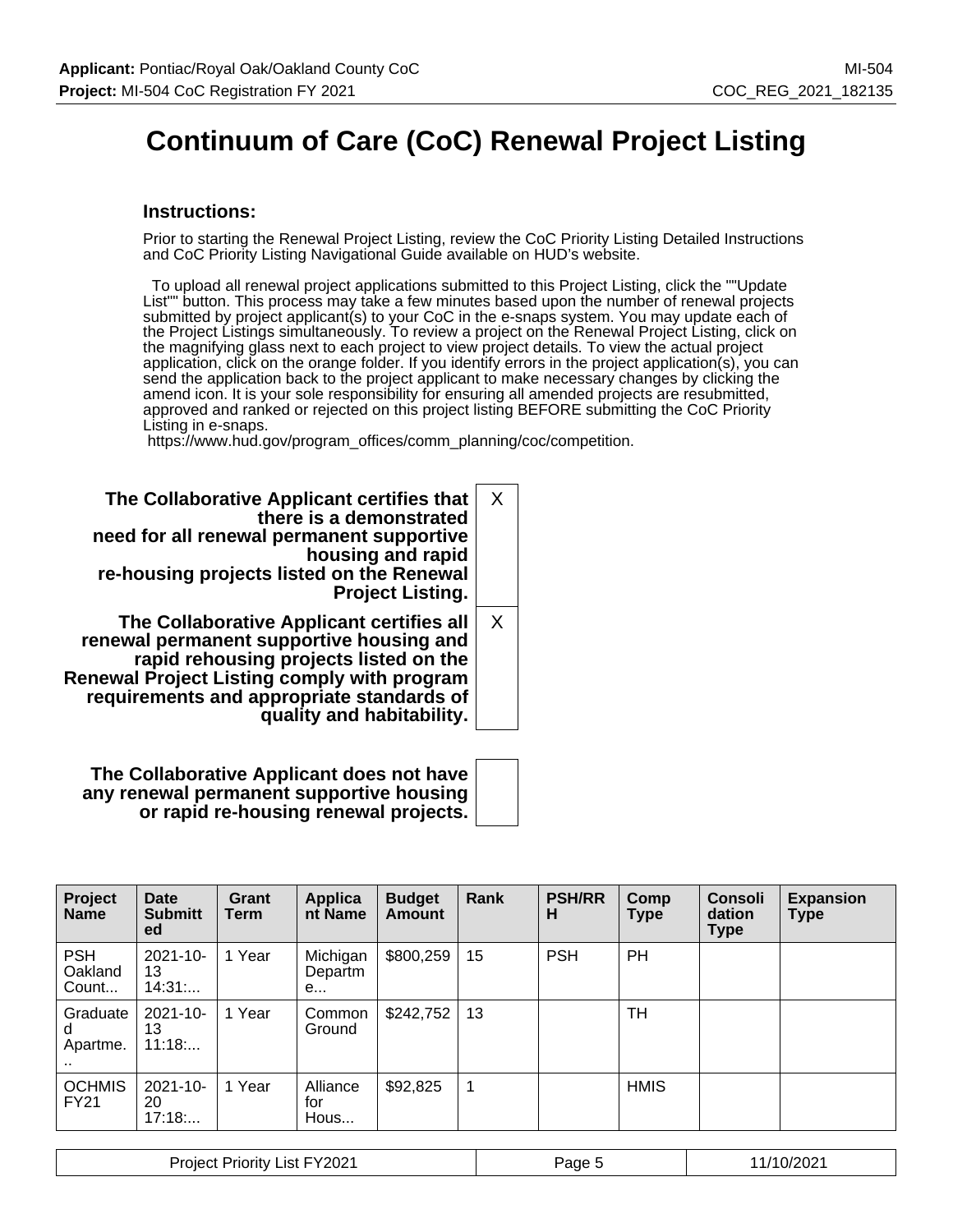# Continuum of Care (CoC) Renewal Project Listing

### Instructions:

Prior to starting the Renewal Project Listing, review the CoC Priority Listing Detailed Instructions and CoC Priority Listing Navigational Guide available on HUD's website.

To upload all renewal project applications submitted to this Project Listing, click the ""Update List"" button. This process may take a few minutes based upon the number of renewal projects submitted by project applicant(s) to your CoC in the e-snaps system. You may update each of the Project Listings simultaneously. To review a project on the Renewal Project Listing, click on the magnifying glass next to each project to view project details. To view the actual project application, click on the orange folder. If you identify errors in the project application(s), you can send the application back to the project applicant to make necessary changes by clicking the amend icon. It is your sole responsibility for ensuring all amended projects are resubmitted, approved and ranked or rejected on this project listing BEFORE submitting the CoC Priority Listing in e-snaps.
https://www.hud.gov/program_offices/comm_planning/coc/competition.

| | |
|---|---|
| **The Collaborative Applicant certifies that there is a demonstrated need for all renewal permanent supportive housing and rapid re-housing projects listed on the Renewal Project Listing.** | X |
| **The Collaborative Applicant certifies all renewal permanent supportive housing and rapid rehousing projects listed on the Renewal Project Listing comply with program requirements and appropriate standards of quality and habitability.** | X |
| **The Collaborative Applicant does not have any renewal permanent supportive housing or rapid re-housing renewal projects.** | |

| Project Name | Date Submitted | Grant Term | Applicant Name | Budget Amount | Rank | PSH/RRH | Comp Type | Consolidation Type | Expansion Type |
|---|---|---|---|---|---|---|---|---|---|
| PSH Oakland Count... | 2021-10-13 14:31:... | 1 Year | Michigan Departme... | $800,259 | 15 | PSH | PH | | |
| Graduated Apartme... | 2021-10-13 11:18:... | 1 Year | Common Ground | $242,752 | 13 | | TH | | |
| OCHMIS FY21 | 2021-10-20 17:18:... | 1 Year | Alliance for Hous... | $92,825 | 1 | | HMIS | | |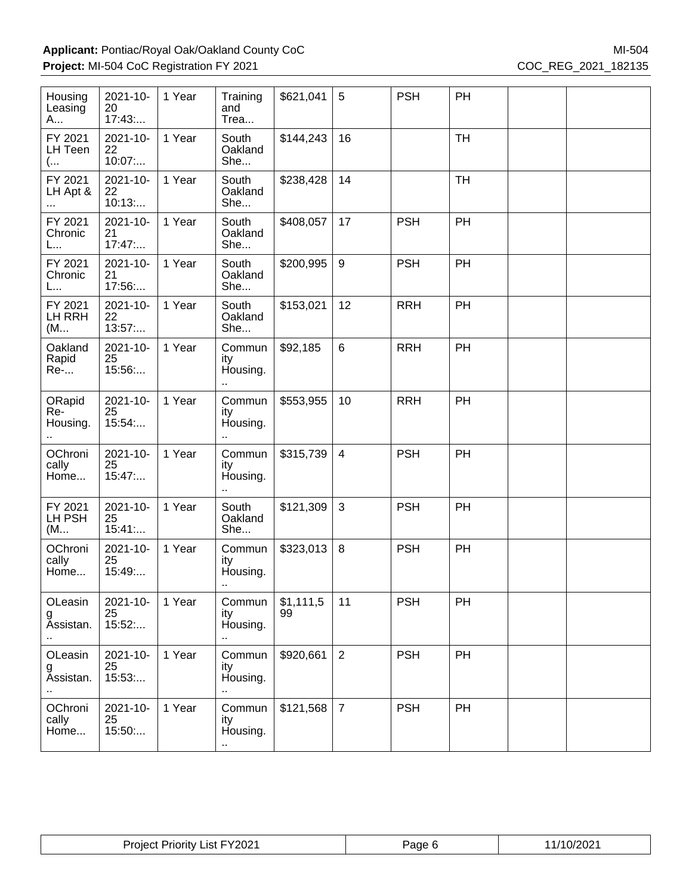| Housing Leasing A... | 2021-10-20 17:43:... | 1 Year | Training and Trea... | $621,041 | 5 | PSH | PH | | |
|---|---|---|---|---|---|---|---|---|---|
| FY 2021 LH Teen (... | 2021-10-22 10:07:... | 1 Year | South Oakland She... | $144,243 | 16 | | TH | | |
| FY 2021 LH Apt & ... | 2021-10-22 10:13:... | 1 Year | South Oakland She... | $238,428 | 14 | | TH | | |
| FY 2021 Chronic L... | 2021-10-21 17:47:... | 1 Year | South Oakland She... | $408,057 | 17 | PSH | PH | | |
| FY 2021 Chronic L... | 2021-10-21 17:56:... | 1 Year | South Oakland She... | $200,995 | 9 | PSH | PH | | |
| FY 2021 LH RRH (M... | 2021-10-22 13:57:... | 1 Year | South Oakland She... | $153,021 | 12 | RRH | PH | | |
| Oakland Rapid Re-... | 2021-10-25 15:56:... | 1 Year | Community Housing... | $92,185 | 6 | RRH | PH | | |
| ORapid Re-Housing... | 2021-10-25 15:54:... | 1 Year | Community Housing... | $553,955 | 10 | RRH | PH | | |
| OChronically Home... | 2021-10-25 15:47:... | 1 Year | Community Housing... | $315,739 | 4 | PSH | PH | | |
| FY 2021 LH PSH (M... | 2021-10-25 15:41:... | 1 Year | South Oakland She... | $121,309 | 3 | PSH | PH | | |
| OChronically Home... | 2021-10-25 15:49:... | 1 Year | Community Housing... | $323,013 | 8 | PSH | PH | | |
| OLeasing Assistan... | 2021-10-25 15:52:... | 1 Year | Community Housing... | $1,111,599 | 11 | PSH | PH | | |
| OLeasing Assistan... | 2021-10-25 15:53:... | 1 Year | Community Housing... | $920,661 | 2 | PSH | PH | | |
| OChronically Home... | 2021-10-25 15:50:... | 1 Year | Community Housing... | $121,568 | 7 | PSH | PH | | |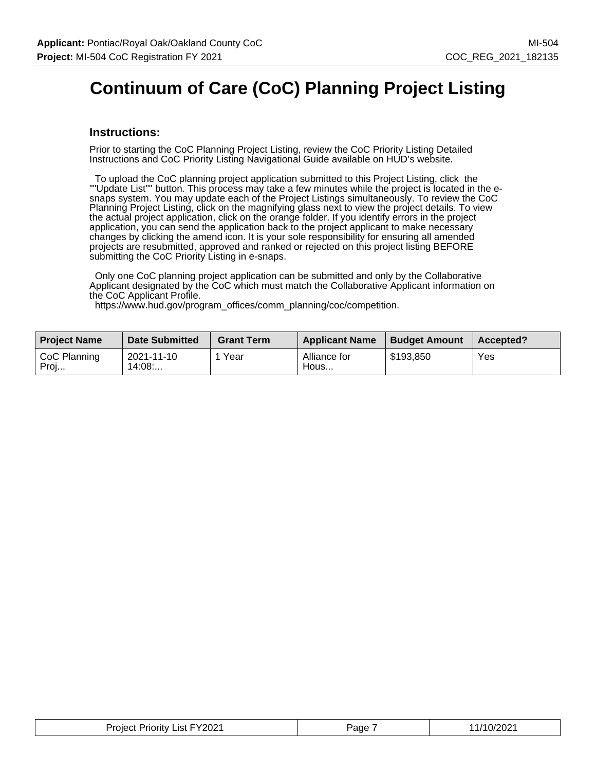# Continuum of Care (CoC) Planning Project Listing

### Instructions:

Prior to starting the CoC Planning Project Listing, review the CoC Priority Listing Detailed Instructions and CoC Priority Listing Navigational Guide available on HUD's website.

To upload the CoC planning project application submitted to this Project Listing, click the ""Update List"" button. This process may take a few minutes while the project is located in the e-snaps system. You may update each of the Project Listings simultaneously. To review the CoC Planning Project Listing, click on the magnifying glass next to view the project details. To view the actual project application, click on the orange folder. If you identify errors in the project application, you can send the application back to the project applicant to make necessary changes by clicking the amend icon. It is your sole responsibility for ensuring all amended projects are resubmitted, approved and ranked or rejected on this project listing BEFORE submitting the CoC Priority Listing in e-snaps.

Only one CoC planning project application can be submitted and only by the Collaborative Applicant designated by the CoC which must match the Collaborative Applicant information on the CoC Applicant Profile.
https://www.hud.gov/program_offices/comm_planning/coc/competition.

| Project Name | Date Submitted | Grant Term | Applicant Name | Budget Amount | Accepted? |
|---|---|---|---|---|---|
| CoC Planning Proj... | 2021-11-10 14:08:... | 1 Year | Alliance for Hous... | $193,850 | Yes |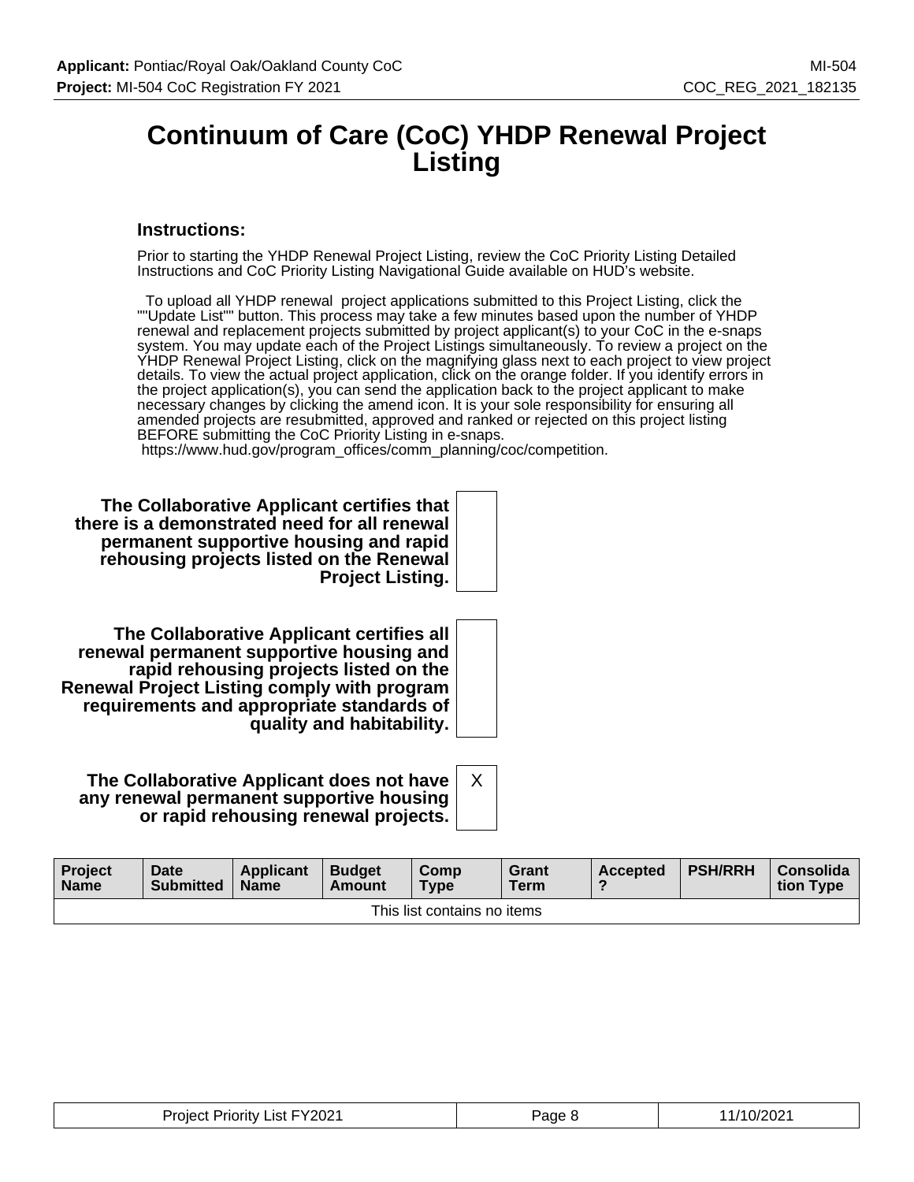# Continuum of Care (CoC) YHDP Renewal Project Listing

### Instructions:

Prior to starting the YHDP Renewal Project Listing, review the CoC Priority Listing Detailed Instructions and CoC Priority Listing Navigational Guide available on HUD's website.

To upload all YHDP renewal project applications submitted to this Project Listing, click the ""Update List"" button. This process may take a few minutes based upon the number of YHDP renewal and replacement projects submitted by project applicant(s) to your CoC in the e-snaps system. You may update each of the Project Listings simultaneously. To review a project on the YHDP Renewal Project Listing, click on the magnifying glass next to each project to view project details. To view the actual project application, click on the orange folder. If you identify errors in the project application(s), you can send the application back to the project applicant to make necessary changes by clicking the amend icon. It is your sole responsibility for ensuring all amended projects are resubmitted, approved and ranked or rejected on this project listing BEFORE submitting the CoC Priority Listing in e-snaps.
https://www.hud.gov/program_offices/comm_planning/coc/competition.

| | |
|---|---|
| **The Collaborative Applicant certifies that there is a demonstrated need for all renewal permanent supportive housing and rapid rehousing projects listed on the Renewal Project Listing.** | |
| **The Collaborative Applicant certifies all renewal permanent supportive housing and rapid rehousing projects listed on the Renewal Project Listing comply with program requirements and appropriate standards of quality and habitability.** | |
| **The Collaborative Applicant does not have any renewal permanent supportive housing or rapid rehousing renewal projects.** | X |

| Project Name | Date Submitted | Applicant Name | Budget Amount | Comp Type | Grant Term | Accepted ? | PSH/RRH | Consolidation Type |
|---|---|---|---|---|---|---|---|---|
| This list contains no items | | | | | | | | |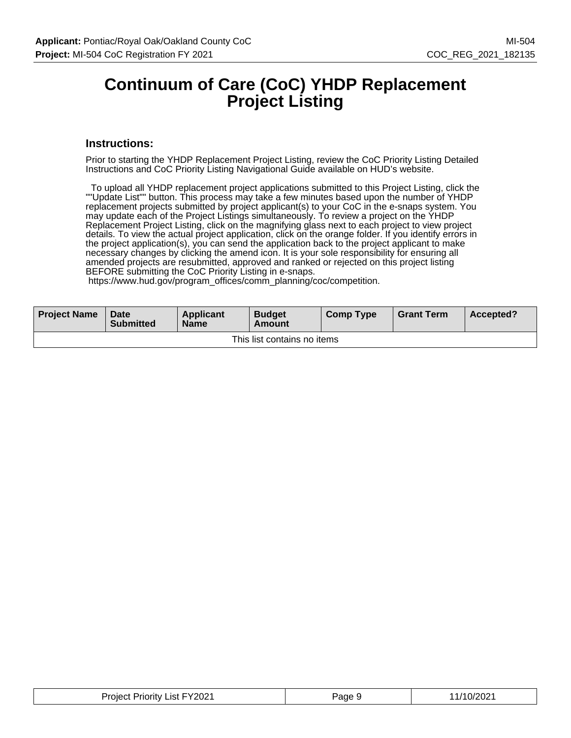# Continuum of Care (CoC) YHDP Replacement Project Listing

### Instructions:

Prior to starting the YHDP Replacement Project Listing, review the CoC Priority Listing Detailed Instructions and CoC Priority Listing Navigational Guide available on HUD's website.

To upload all YHDP replacement project applications submitted to this Project Listing, click the ""Update List"" button. This process may take a few minutes based upon the number of YHDP replacement projects submitted by project applicant(s) to your CoC in the e-snaps system. You may update each of the Project Listings simultaneously. To review a project on the YHDP Replacement Project Listing, click on the magnifying glass next to each project to view project details. To view the actual project application, click on the orange folder. If you identify errors in the project application(s), you can send the application back to the project applicant to make necessary changes by clicking the amend icon. It is your sole responsibility for ensuring all amended projects are resubmitted, approved and ranked or rejected on this project listing BEFORE submitting the CoC Priority Listing in e-snaps.
https://www.hud.gov/program_offices/comm_planning/coc/competition.

| Project Name | Date Submitted | Applicant Name | Budget Amount | Comp Type | Grant Term | Accepted? |
|---|---|---|---|---|---|---|
| This list contains no items | | | | | | |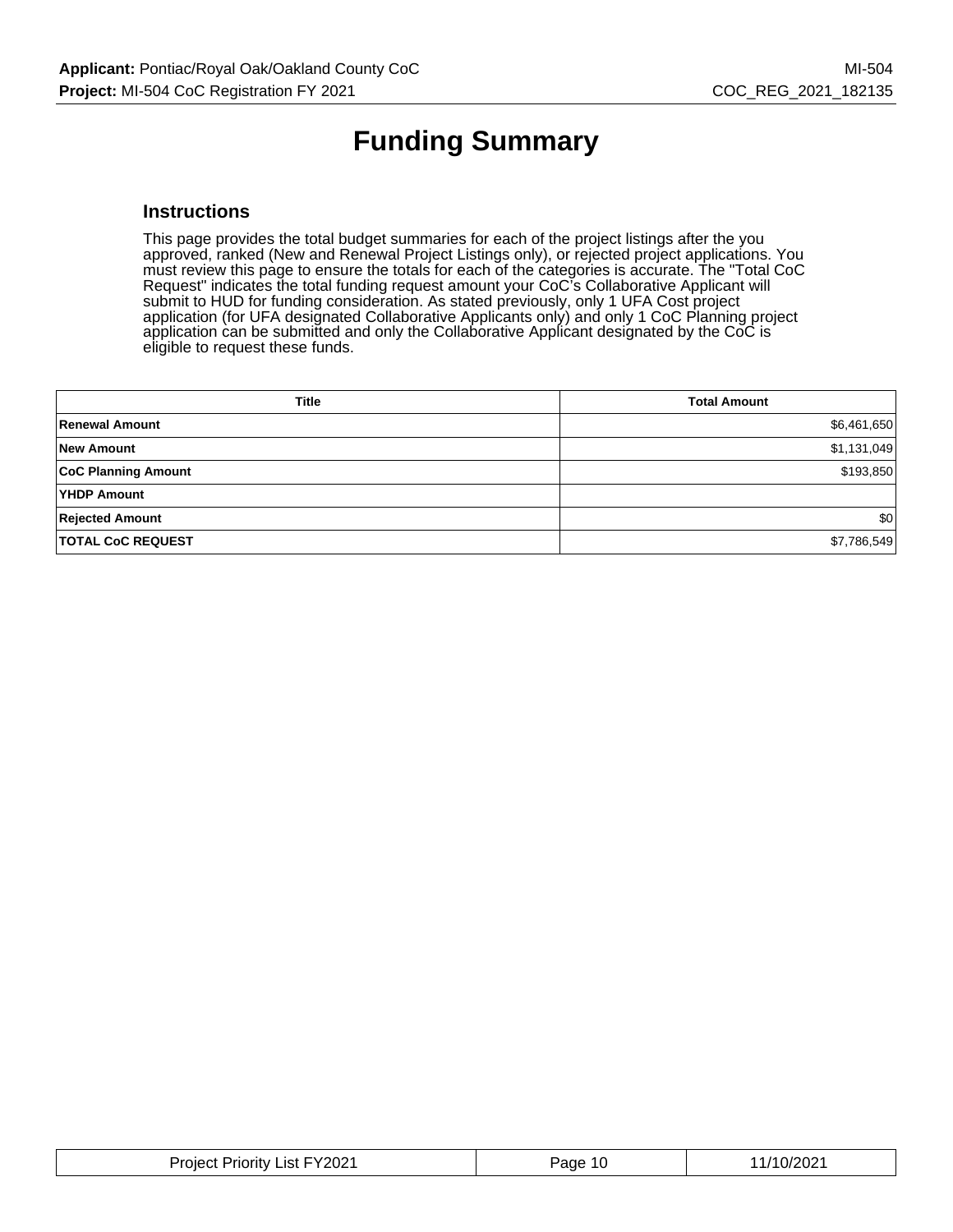# Funding Summary

## Instructions

This page provides the total budget summaries for each of the project listings after the you approved, ranked (New and Renewal Project Listings only), or rejected project applications. You must review this page to ensure the totals for each of the categories is accurate. The "Total CoC Request" indicates the total funding request amount your CoC's Collaborative Applicant will submit to HUD for funding consideration. As stated previously, only 1 UFA Cost project application (for UFA designated Collaborative Applicants only) and only 1 CoC Planning project application can be submitted and only the Collaborative Applicant designated by the CoC is eligible to request these funds.

| Title | Total Amount |
|---|---:|
| **Renewal Amount** | $6,461,650 |
| **New Amount** | $1,131,049 |
| **CoC Planning Amount** | $193,850 |
| **YHDP Amount** | |
| **Rejected Amount** | $0 |
| **TOTAL CoC REQUEST** | $7,786,549 |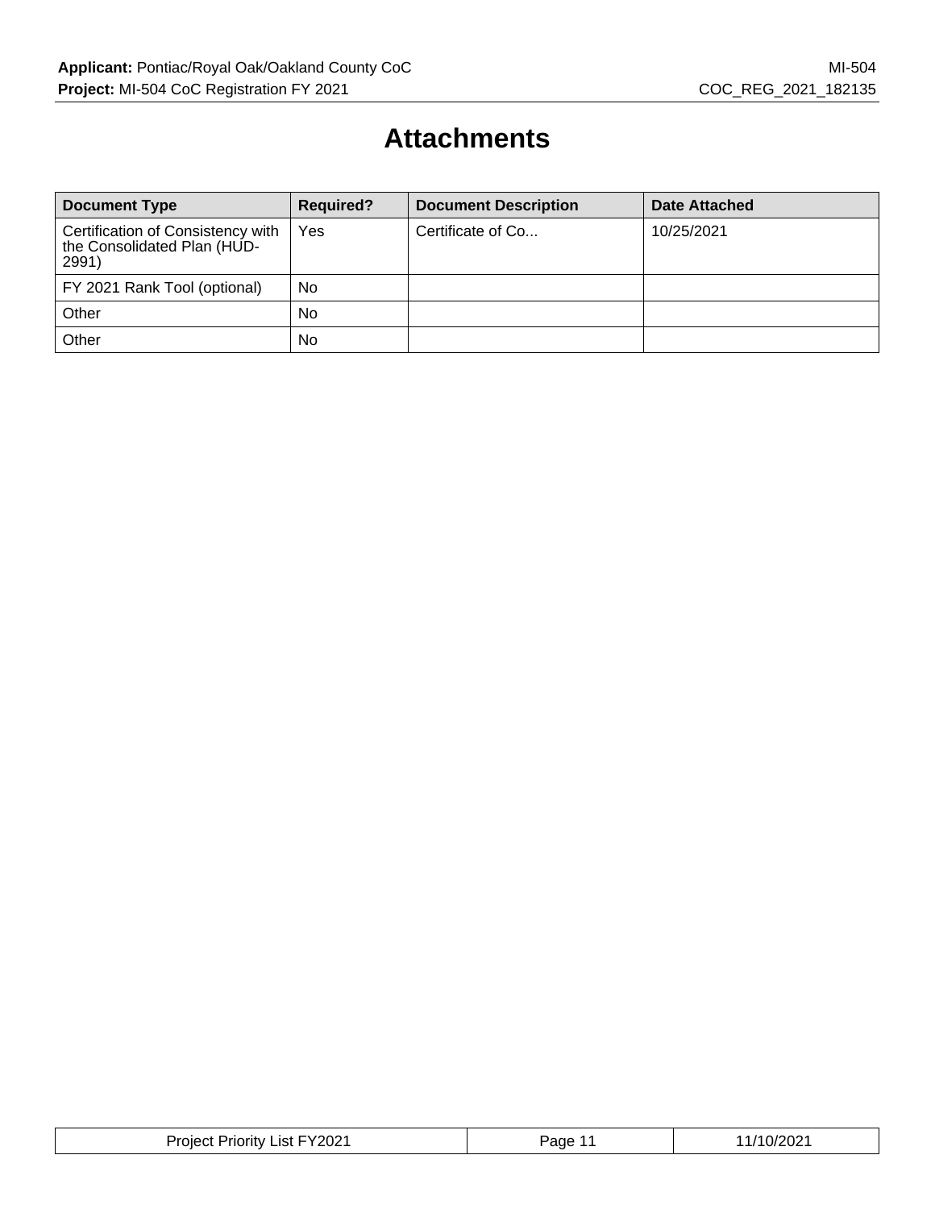# Attachments

| Document Type | Required? | Document Description | Date Attached |
|---|---|---|---|
| Certification of Consistency with the Consolidated Plan (HUD-2991) | Yes | Certificate of Co... | 10/25/2021 |
| FY 2021 Rank Tool (optional) | No | | |
| Other | No | | |
| Other | No | | |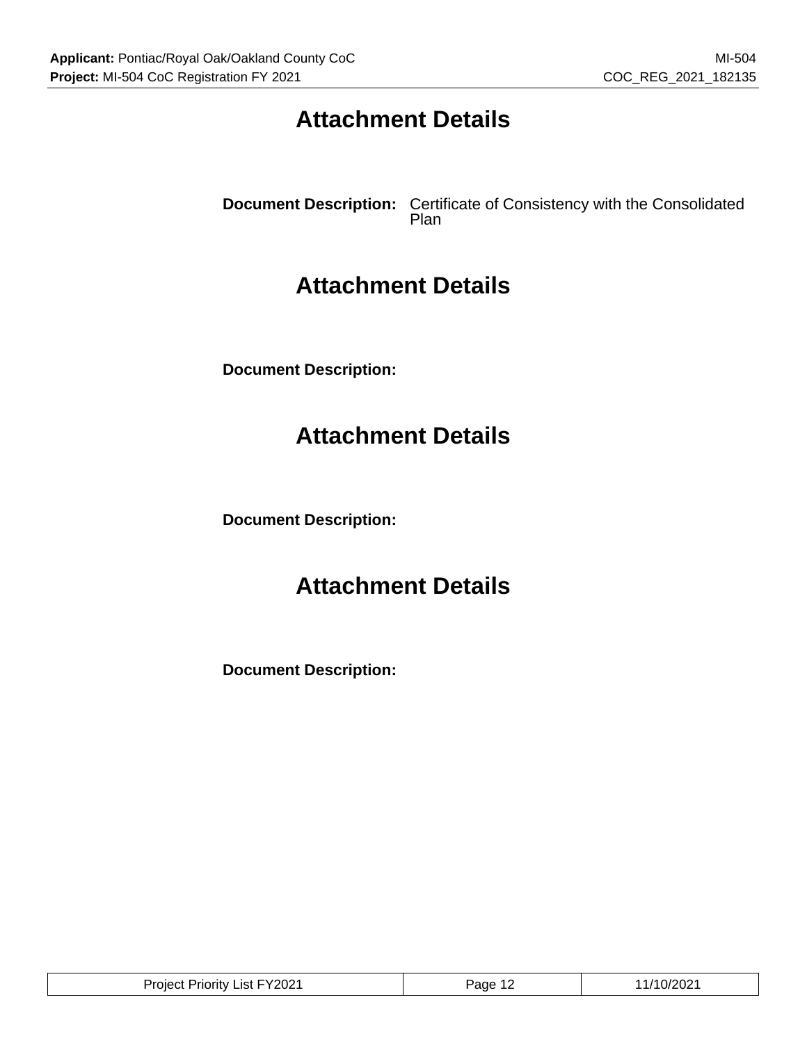# Attachment Details

**Document Description:** Certificate of Consistency with the Consolidated Plan

# Attachment Details

**Document Description:**

# Attachment Details

**Document Description:**

# Attachment Details

**Document Description:**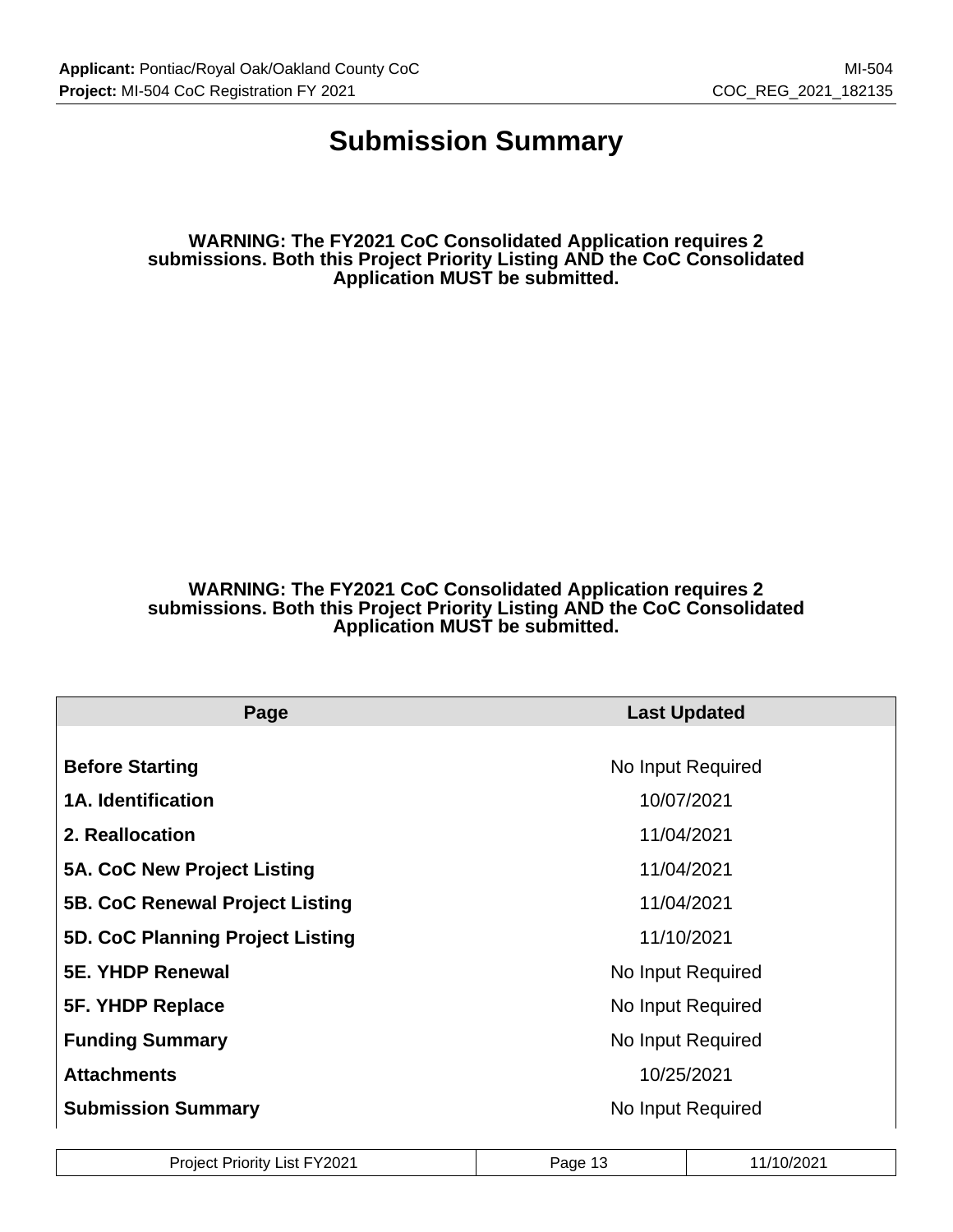# Submission Summary

**WARNING: The FY2021 CoC Consolidated Application requires 2 submissions. Both this Project Priority Listing AND the CoC Consolidated Application MUST be submitted.**

**WARNING: The FY2021 CoC Consolidated Application requires 2 submissions. Both this Project Priority Listing AND the CoC Consolidated Application MUST be submitted.**

| Page | Last Updated |
| --- | --- |
| **Before Starting** | No Input Required |
| **1A. Identification** | 10/07/2021 |
| **2. Reallocation** | 11/04/2021 |
| **5A. CoC New Project Listing** | 11/04/2021 |
| **5B. CoC Renewal Project Listing** | 11/04/2021 |
| **5D. CoC Planning Project Listing** | 11/10/2021 |
| **5E. YHDP Renewal** | No Input Required |
| **5F. YHDP Replace** | No Input Required |
| **Funding Summary** | No Input Required |
| **Attachments** | 10/25/2021 |
| **Submission Summary** | No Input Required |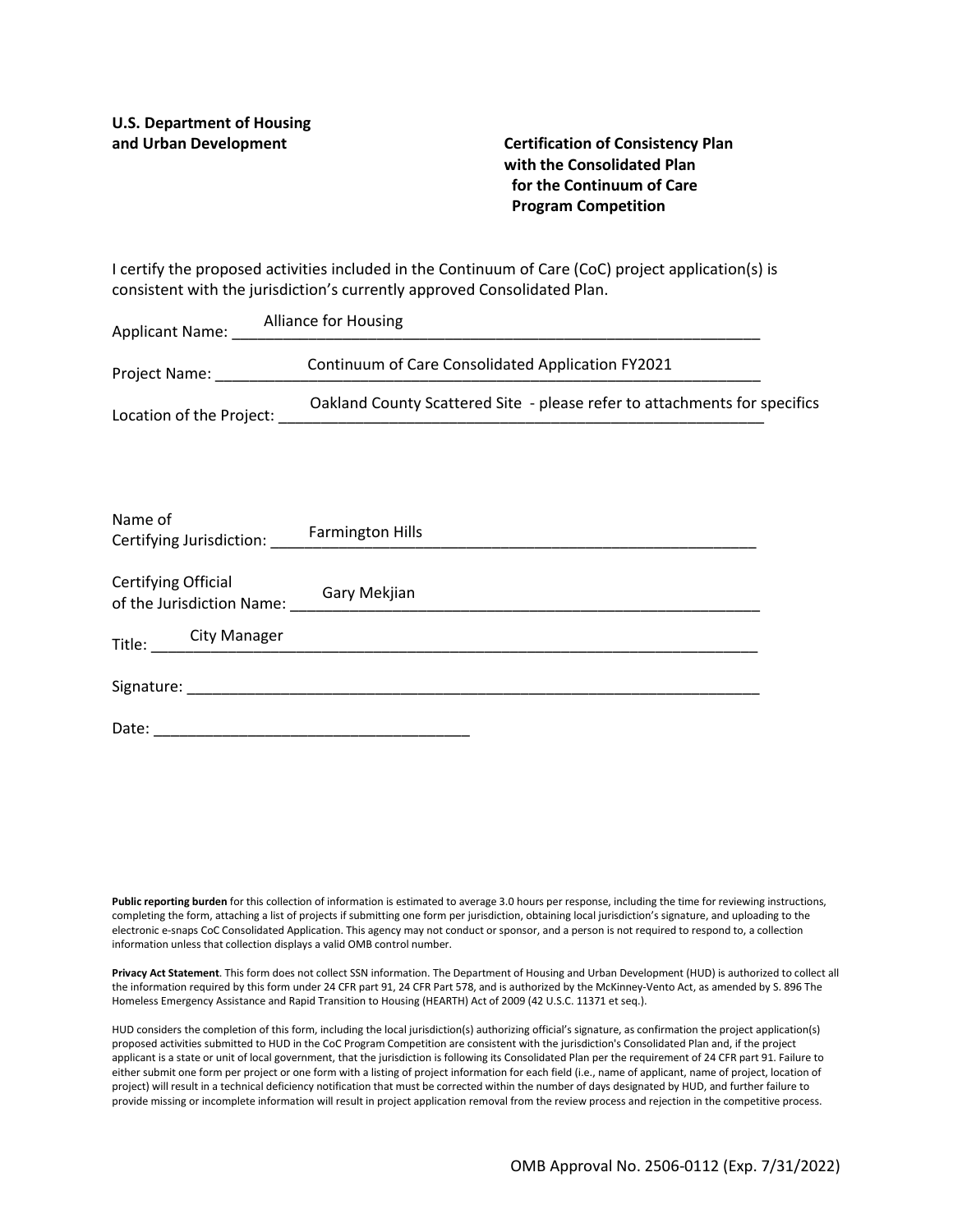**U.S. Department of Housing and Urban Development**

**Certification of Consistency Plan with the Consolidated Plan for the Continuum of Care Program Competition**

I certify the proposed activities included in the Continuum of Care (CoC) project application(s) is consistent with the jurisdiction's currently approved Consolidated Plan.

Applicant Name: Alliance for Housing

Project Name: Continuum of Care Consolidated Application FY2021

Location of the Project: Oakland County Scattered Site - please refer to attachments for specifics

Name of Certifying Jurisdiction: Farmington Hills

Certifying Official of the Jurisdiction Name: Gary Mekjian

Title: City Manager

Signature: ______________________

Date: ______________________

**Public reporting burden** for this collection of information is estimated to average 3.0 hours per response, including the time for reviewing instructions, completing the form, attaching a list of projects if submitting one form per jurisdiction, obtaining local jurisdiction's signature, and uploading to the electronic e-snaps CoC Consolidated Application. This agency may not conduct or sponsor, and a person is not required to respond to, a collection information unless that collection displays a valid OMB control number.

**Privacy Act Statement**. This form does not collect SSN information. The Department of Housing and Urban Development (HUD) is authorized to collect all the information required by this form under 24 CFR part 91, 24 CFR Part 578, and is authorized by the McKinney-Vento Act, as amended by S. 896 The Homeless Emergency Assistance and Rapid Transition to Housing (HEARTH) Act of 2009 (42 U.S.C. 11371 et seq.).

HUD considers the completion of this form, including the local jurisdiction(s) authorizing official's signature, as confirmation the project application(s) proposed activities submitted to HUD in the CoC Program Competition are consistent with the jurisdiction's Consolidated Plan and, if the project applicant is a state or unit of local government, that the jurisdiction is following its Consolidated Plan per the requirement of 24 CFR part 91. Failure to either submit one form per project or one form with a listing of project information for each field (i.e., name of applicant, name of project, location of project) will result in a technical deficiency notification that must be corrected within the number of days designated by HUD, and further failure to provide missing or incomplete information will result in project application removal from the review process and rejection in the competitive process.

OMB Approval No. 2506-0112 (Exp. 7/31/2022)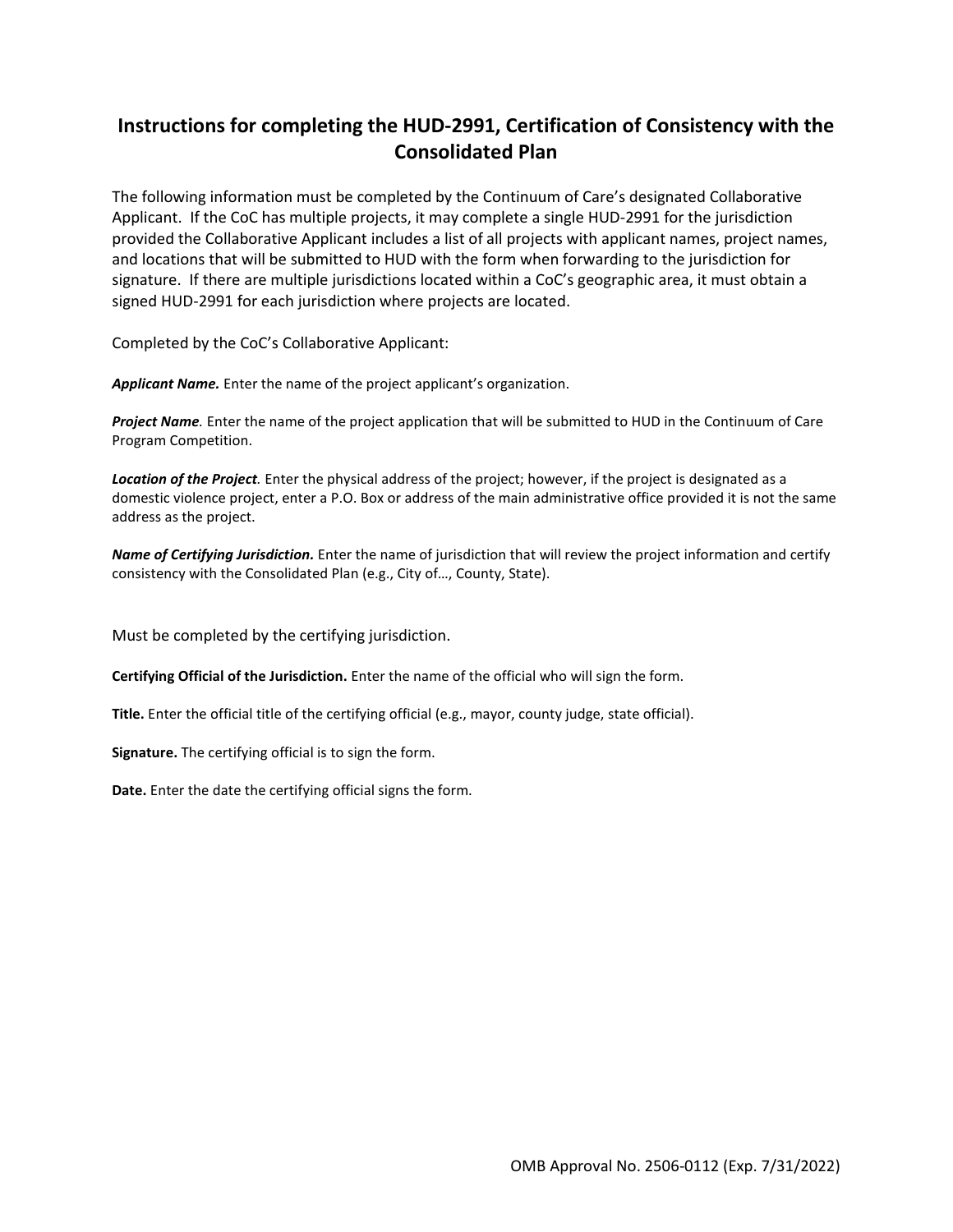## Instructions for completing the HUD-2991, Certification of Consistency with the Consolidated Plan

The following information must be completed by the Continuum of Care's designated Collaborative Applicant. If the CoC has multiple projects, it may complete a single HUD-2991 for the jurisdiction provided the Collaborative Applicant includes a list of all projects with applicant names, project names, and locations that will be submitted to HUD with the form when forwarding to the jurisdiction for signature. If there are multiple jurisdictions located within a CoC's geographic area, it must obtain a signed HUD-2991 for each jurisdiction where projects are located.

Completed by the CoC's Collaborative Applicant:

***Applicant Name.*** Enter the name of the project applicant's organization.

***Project Name.*** Enter the name of the project application that will be submitted to HUD in the Continuum of Care Program Competition.

***Location of the Project.*** Enter the physical address of the project; however, if the project is designated as a domestic violence project, enter a P.O. Box or address of the main administrative office provided it is not the same address as the project.

***Name of Certifying Jurisdiction.*** Enter the name of jurisdiction that will review the project information and certify consistency with the Consolidated Plan (e.g., City of…, County, State).

Must be completed by the certifying jurisdiction.

**Certifying Official of the Jurisdiction.** Enter the name of the official who will sign the form.

**Title.** Enter the official title of the certifying official (e.g., mayor, county judge, state official).

**Signature.** The certifying official is to sign the form.

**Date.** Enter the date the certifying official signs the form.

OMB Approval No. 2506-0112 (Exp. 7/31/2022)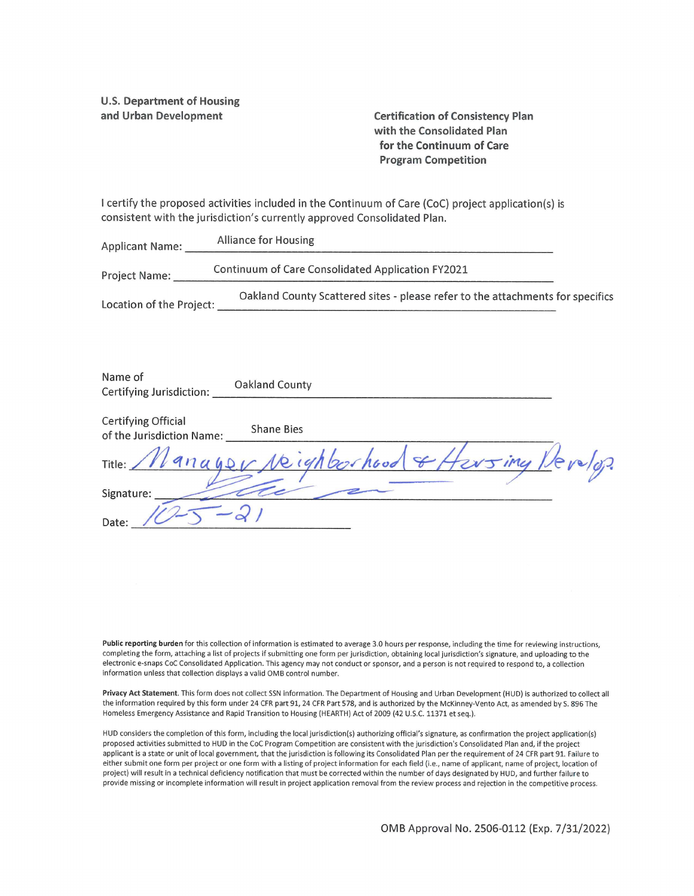**U.S. Department of Housing and Urban Development**

**Certification of Consistency Plan with the Consolidated Plan for the Continuum of Care Program Competition**

I certify the proposed activities included in the Continuum of Care (CoC) project application(s) is consistent with the jurisdiction's currently approved Consolidated Plan.

Applicant Name: Alliance for Housing

Project Name: Continuum of Care Consolidated Application FY2021

Location of the Project: Oakland County Scattered sites - please refer to the attachments for specifics

Name of Certifying Jurisdiction: Oakland County

Certifying Official of the Jurisdiction Name: Shane Bies

Title: Manager Neighborhood & Housing Develop.

Signature: [signature]

Date: 10-5-21

**Public reporting burden** for this collection of information is estimated to average 3.0 hours per response, including the time for reviewing instructions, completing the form, attaching a list of projects if submitting one form per jurisdiction, obtaining local jurisdiction's signature, and uploading to the electronic e-snaps CoC Consolidated Application. This agency may not conduct or sponsor, and a person is not required to respond to, a collection information unless that collection displays a valid OMB control number.

**Privacy Act Statement.** This form does not collect SSN information. The Department of Housing and Urban Development (HUD) is authorized to collect all the information required by this form under 24 CFR part 91, 24 CFR Part 578, and is authorized by the McKinney-Vento Act, as amended by S. 896 The Homeless Emergency Assistance and Rapid Transition to Housing (HEARTH) Act of 2009 (42 U.S.C. 11371 et seq.).

HUD considers the completion of this form, including the local jurisdiction(s) authorizing official's signature, as confirmation the project application(s) proposed activities submitted to HUD in the CoC Program Competition are consistent with the jurisdiction's Consolidated Plan and, if the project applicant is a state or unit of local government, that the jurisdiction is following its Consolidated Plan per the requirement of 24 CFR part 91. Failure to either submit one form per project or one form with a listing of project information for each field (i.e., name of applicant, name of project, location of project) will result in a technical deficiency notification that must be corrected within the number of days designated by HUD, and further failure to provide missing or incomplete information will result in project application removal from the review process and rejection in the competitive process.

OMB Approval No. 2506-0112 (Exp. 7/31/2022)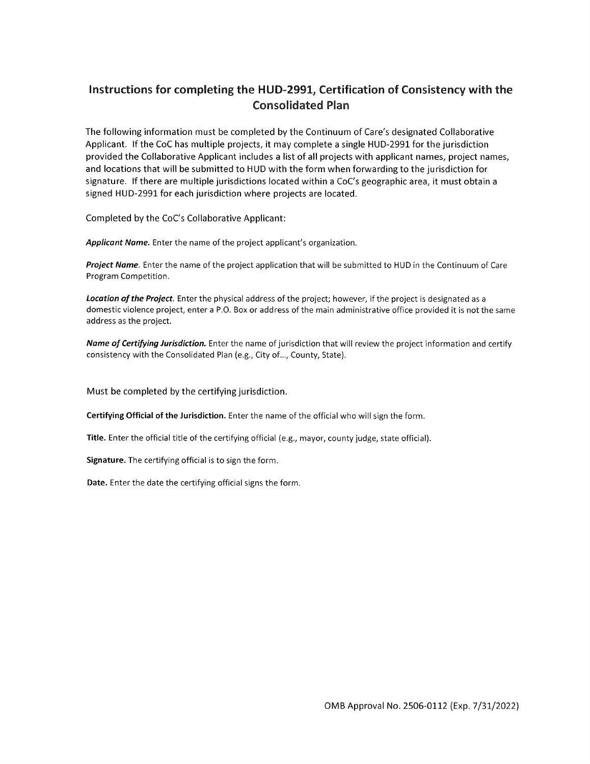## Instructions for completing the HUD-2991, Certification of Consistency with the Consolidated Plan

The following information must be completed by the Continuum of Care's designated Collaborative Applicant. If the CoC has multiple projects, it may complete a single HUD-2991 for the jurisdiction provided the Collaborative Applicant includes a list of all projects with applicant names, project names, and locations that will be submitted to HUD with the form when forwarding to the jurisdiction for signature. If there are multiple jurisdictions located within a CoC's geographic area, it must obtain a signed HUD-2991 for each jurisdiction where projects are located.

Completed by the CoC's Collaborative Applicant:

***Applicant Name.*** Enter the name of the project applicant's organization.

***Project Name.*** Enter the name of the project application that will be submitted to HUD in the Continuum of Care Program Competition.

***Location of the Project.*** Enter the physical address of the project; however, if the project is designated as a domestic violence project, enter a P.O. Box or address of the main administrative office provided it is not the same address as the project.

***Name of Certifying Jurisdiction.*** Enter the name of jurisdiction that will review the project information and certify consistency with the Consolidated Plan (e.g., City of..., County, State).

Must be completed by the certifying jurisdiction.

**Certifying Official of the Jurisdiction.** Enter the name of the official who will sign the form.

**Title.** Enter the official title of the certifying official (e.g., mayor, county judge, state official).

**Signature.** The certifying official is to sign the form.

**Date.** Enter the date the certifying official signs the form.

OMB Approval No. 2506-0112 (Exp. 7/31/2022)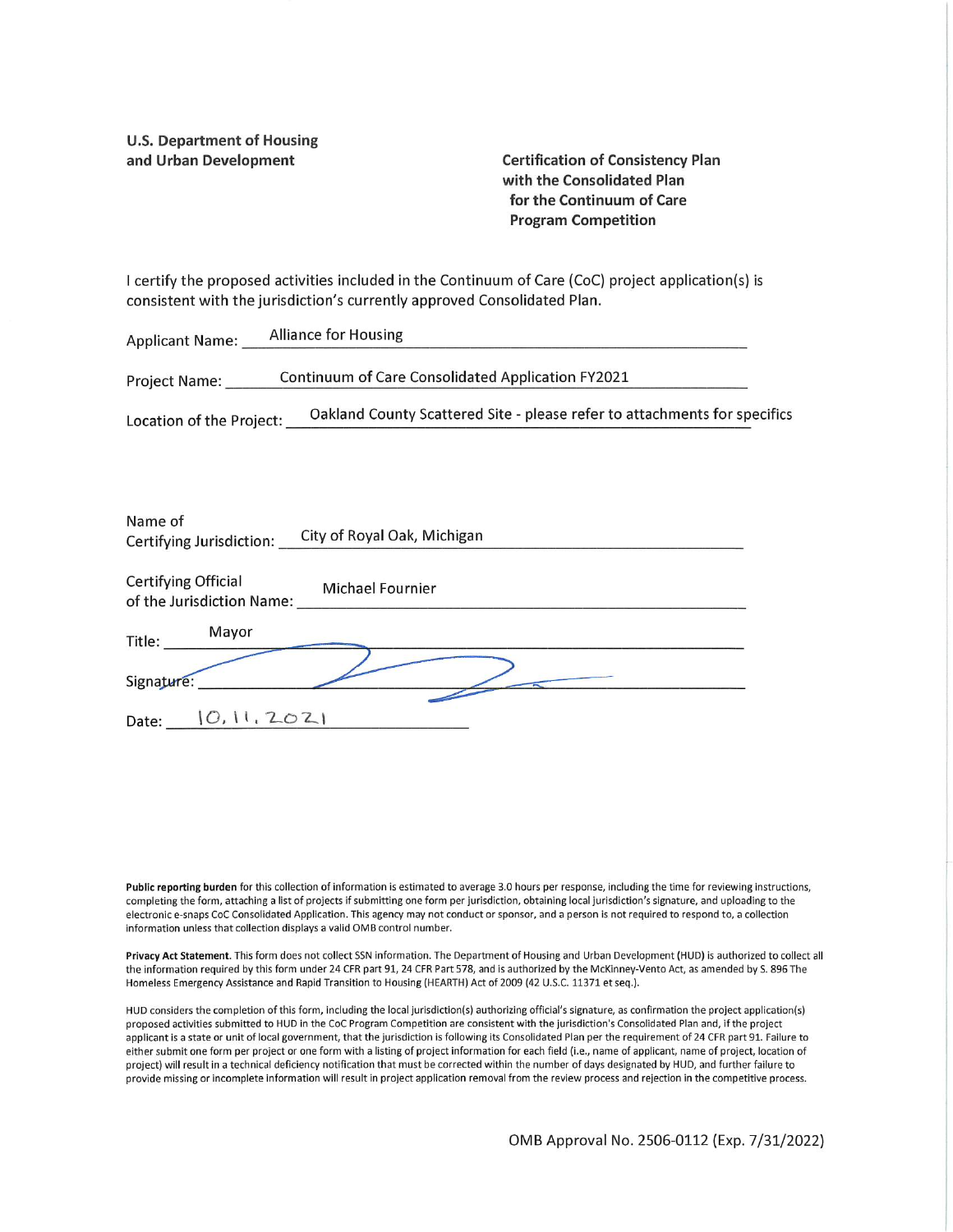**U.S. Department of Housing and Urban Development**

**Certification of Consistency Plan with the Consolidated Plan for the Continuum of Care Program Competition**

I certify the proposed activities included in the Continuum of Care (CoC) project application(s) is consistent with the jurisdiction's currently approved Consolidated Plan.

Applicant Name: Alliance for Housing

Project Name: Continuum of Care Consolidated Application FY2021

Location of the Project: Oakland County Scattered Site - please refer to attachments for specifics

Name of Certifying Jurisdiction: City of Royal Oak, Michigan

Certifying Official of the Jurisdiction Name: Michael Fournier

Title: Mayor

Signature: [signature]

Date: 10.11.2021

**Public reporting burden** for this collection of information is estimated to average 3.0 hours per response, including the time for reviewing instructions, completing the form, attaching a list of projects if submitting one form per jurisdiction, obtaining local jurisdiction's signature, and uploading to the electronic e-snaps CoC Consolidated Application. This agency may not conduct or sponsor, and a person is not required to respond to, a collection information unless that collection displays a valid OMB control number.

**Privacy Act Statement.** This form does not collect SSN information. The Department of Housing and Urban Development (HUD) is authorized to collect all the information required by this form under 24 CFR part 91, 24 CFR Part 578, and is authorized by the McKinney-Vento Act, as amended by S. 896 The Homeless Emergency Assistance and Rapid Transition to Housing (HEARTH) Act of 2009 (42 U.S.C. 11371 et seq.).

HUD considers the completion of this form, including the local jurisdiction(s) authorizing official's signature, as confirmation the project application(s) proposed activities submitted to HUD in the CoC Program Competition are consistent with the jurisdiction's Consolidated Plan and, if the project applicant is a state or unit of local government, that the jurisdiction is following its Consolidated Plan per the requirement of 24 CFR part 91. Failure to either submit one form per project or one form with a listing of project information for each field (i.e., name of applicant, name of project, location of project) will result in a technical deficiency notification that must be corrected within the number of days designated by HUD, and further failure to provide missing or incomplete information will result in project application removal from the review process and rejection in the competitive process.

OMB Approval No. 2506-0112 (Exp. 7/31/2022)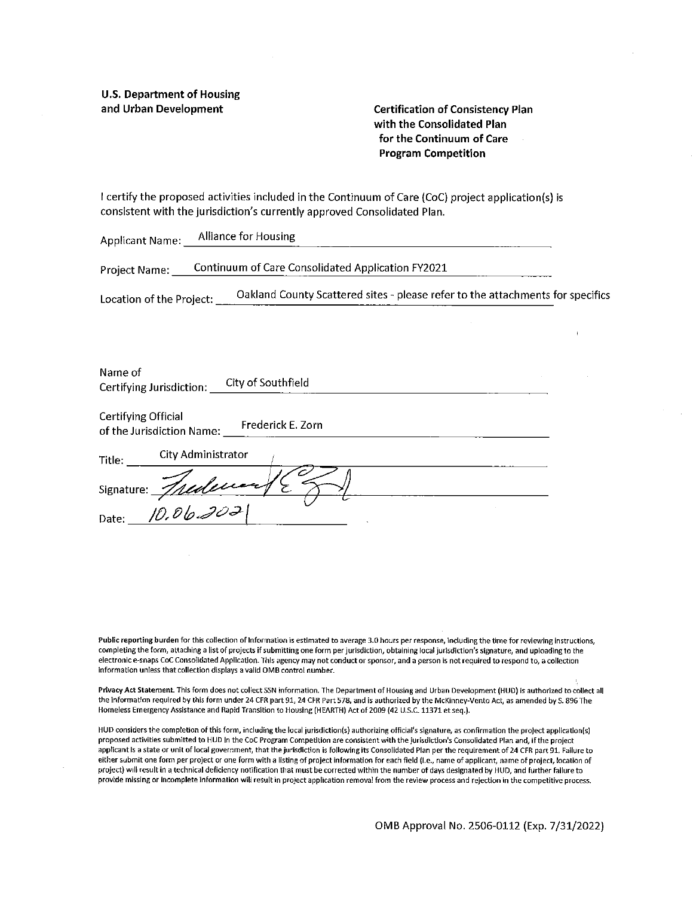**U.S. Department of Housing and Urban Development**

**Certification of Consistency Plan with the Consolidated Plan for the Continuum of Care Program Competition**

I certify the proposed activities included in the Continuum of Care (CoC) project application(s) is consistent with the jurisdiction's currently approved Consolidated Plan.

Applicant Name: Alliance for Housing

Project Name: Continuum of Care Consolidated Application FY2021

Location of the Project: Oakland County Scattered sites - please refer to the attachments for specifics

Name of Certifying Jurisdiction: City of Southfield

Certifying Official of the Jurisdiction Name: Frederick E. Zorn

Title: City Administrator

Signature: Frederick E. Zorn

Date: 10.06.2021

**Public reporting burden** for this collection of information is estimated to average 3.0 hours per response, including the time for reviewing instructions, completing the form, attaching a list of projects if submitting one form per jurisdiction, obtaining local jurisdiction's signature, and uploading to the electronic e-snaps CoC Consolidated Application. This agency may not conduct or sponsor, and a person is not required to respond to, a collection information unless that collection displays a valid OMB control number.

**Privacy Act Statement.** This form does not collect SSN information. The Department of Housing and Urban Development (HUD) is authorized to collect all the information required by this form under 24 CFR part 91, 24 CFR Part 578, and is authorized by the McKinney-Vento Act, as amended by S. 896 The Homeless Emergency Assistance and Rapid Transition to Housing (HEARTH) Act of 2009 (42 U.S.C. 11371 et seq.).

HUD considers the completion of this form, including the local jurisdiction(s) authorizing official's signature, as confirmation the project application(s) proposed activities submitted to HUD in the CoC Program Competition are consistent with the jurisdiction's Consolidated Plan and, if the project applicant is a state or unit of local government, that the jurisdiction is following its Consolidated Plan per the requirement of 24 CFR part 91. Failure to either submit one form per project or one form with a listing of project information for each field (i.e., name of applicant, name of project, location of project) will result in a technical deficiency notification that must be corrected within the number of days designated by HUD, and further failure to provide missing or incomplete information will result in project application removal from the review process and rejection in the competitive process.

OMB Approval No. 2506-0112 (Exp. 7/31/2022)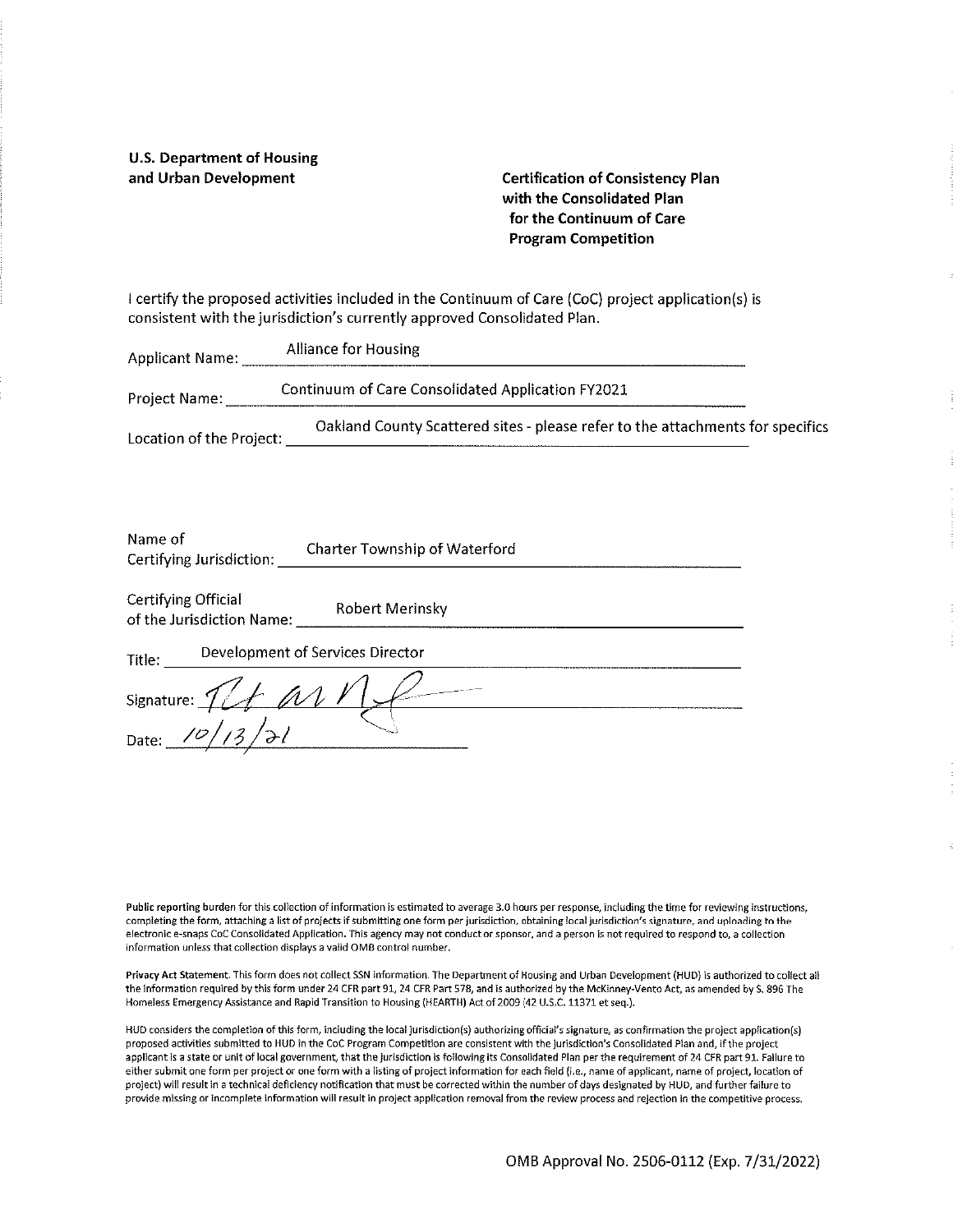**U.S. Department of Housing and Urban Development**

**Certification of Consistency Plan with the Consolidated Plan for the Continuum of Care Program Competition**

I certify the proposed activities included in the Continuum of Care (CoC) project application(s) is consistent with the jurisdiction's currently approved Consolidated Plan.

Applicant Name: Alliance for Housing

Project Name: Continuum of Care Consolidated Application FY2021

Location of the Project: Oakland County Scattered sites - please refer to the attachments for specifics

Name of Certifying Jurisdiction: Charter Township of Waterford

Certifying Official of the Jurisdiction Name: Robert Merinsky

Title: Development of Services Director

Signature: [signature]

Date: 10/13/21

**Public reporting burden** for this collection of information is estimated to average 3.0 hours per response, including the time for reviewing instructions, completing the form, attaching a list of projects if submitting one form per jurisdiction, obtaining local jurisdiction's signature, and uploading to the electronic e-snaps CoC Consolidated Application. This agency may not conduct or sponsor, and a person is not required to respond to, a collection information unless that collection displays a valid OMB control number.

**Privacy Act Statement.** This form does not collect SSN information. The Department of Housing and Urban Development (HUD) is authorized to collect all the information required by this form under 24 CFR part 91, 24 CFR Part 578, and is authorized by the McKinney-Vento Act, as amended by S. 896 The Homeless Emergency Assistance and Rapid Transition to Housing (HEARTH) Act of 2009 (42 U.S.C. 11371 et seq.).

HUD considers the completion of this form, including the local jurisdiction(s) authorizing official's signature, as confirmation the project application(s) proposed activities submitted to HUD in the CoC Program Competition are consistent with the jurisdiction's Consolidated Plan and, if the project applicant is a state or unit of local government, that the jurisdiction is following its Consolidated Plan per the requirement of 24 CFR part 91. Failure to either submit one form per project or one form with a listing of project information for each field (i.e., name of applicant, name of project, location of project) will result in a technical deficiency notification that must be corrected within the number of days designated by HUD, and further failure to provide missing or incomplete information will result in project application removal from the review process and rejection in the competitive process.

OMB Approval No. 2506-0112 (Exp. 7/31/2022)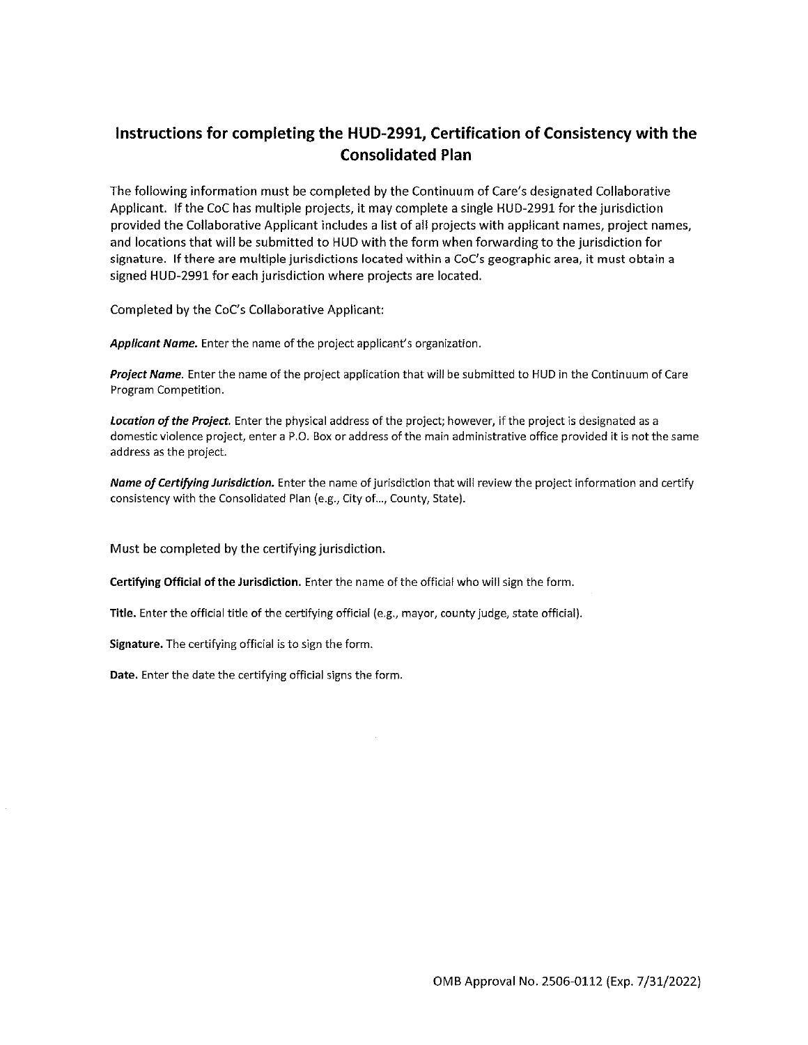# Instructions for completing the HUD-2991, Certification of Consistency with the Consolidated Plan

The following information must be completed by the Continuum of Care's designated Collaborative Applicant. If the CoC has multiple projects, it may complete a single HUD-2991 for the jurisdiction provided the Collaborative Applicant includes a list of all projects with applicant names, project names, and locations that will be submitted to HUD with the form when forwarding to the jurisdiction for signature. If there are multiple jurisdictions located within a CoC's geographic area, it must obtain a signed HUD-2991 for each jurisdiction where projects are located.

Completed by the CoC's Collaborative Applicant:

***Applicant Name.*** Enter the name of the project applicant's organization.

***Project Name.*** Enter the name of the project application that will be submitted to HUD in the Continuum of Care Program Competition.

***Location of the Project.*** Enter the physical address of the project; however, if the project is designated as a domestic violence project, enter a P.O. Box or address of the main administrative office provided it is not the same address as the project.

***Name of Certifying Jurisdiction.*** Enter the name of jurisdiction that will review the project information and certify consistency with the Consolidated Plan (e.g., City of..., County, State).

Must be completed by the certifying jurisdiction.

**Certifying Official of the Jurisdiction.** Enter the name of the official who will sign the form.

**Title.** Enter the official title of the certifying official (e.g., mayor, county judge, state official).

**Signature.** The certifying official is to sign the form.

**Date.** Enter the date the certifying official signs the form.

OMB Approval No. 2506-0112 (Exp. 7/31/2022)